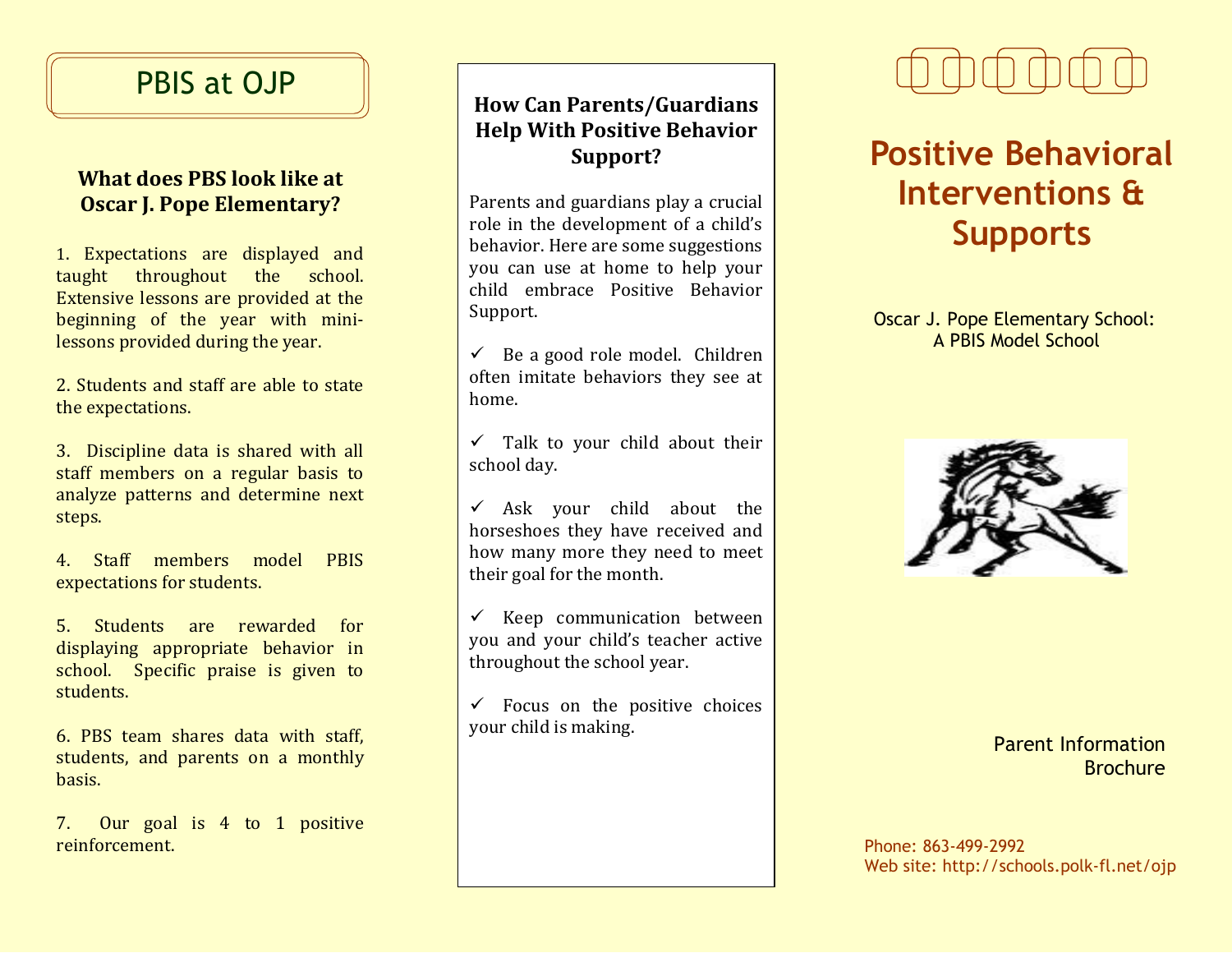# PBIS at OJP

### What does PBS look like at Oscar J. Pope Elementary?

1. Expectations are displayed and taught throughout the school. Extensive lessons are provided at the beginning of the year with mini-lessons provided during the year.

2. Students and staff are able to state the expectations.

3. Discipline data is shared with all staff members on a regular basis to analyze patterns and determine next steps.

4. Staff members model PBIS expectations for students.

5. Students are rewarded for displaying appropriate behavior in school. Specific praise is given to students.

6. PBS team shares data with staff, students, and parents on a monthly basis.

7. Our goal is 4 to 1 positive reinforcement.

### How Can Parents/Guardians Help With Positive Behavior Support?

Parents and guardians play a crucial role in the development of a child's behavior. Here are some suggestions you can use at home to help your child embrace Positive Behavior Support.

- ✓ Be a good role model. Children often imitate behaviors they see at home.
- ✓ Talk to your child about their school day.
- ✓ Ask your child about the horseshoes they have received and how many more they need to meet their goal for the month.
- ✓ Keep communication between you and your child's teacher active throughout the school year.
- ✓ Focus on the positive choices your child is making.

# Positive Behavioral Interventions & Supports

Oscar J. Pope Elementary School:
A PBIS Model School

Parent Information Brochure

Phone: 863-499-2992
Web site: http://schools.polk-fl.net/ojp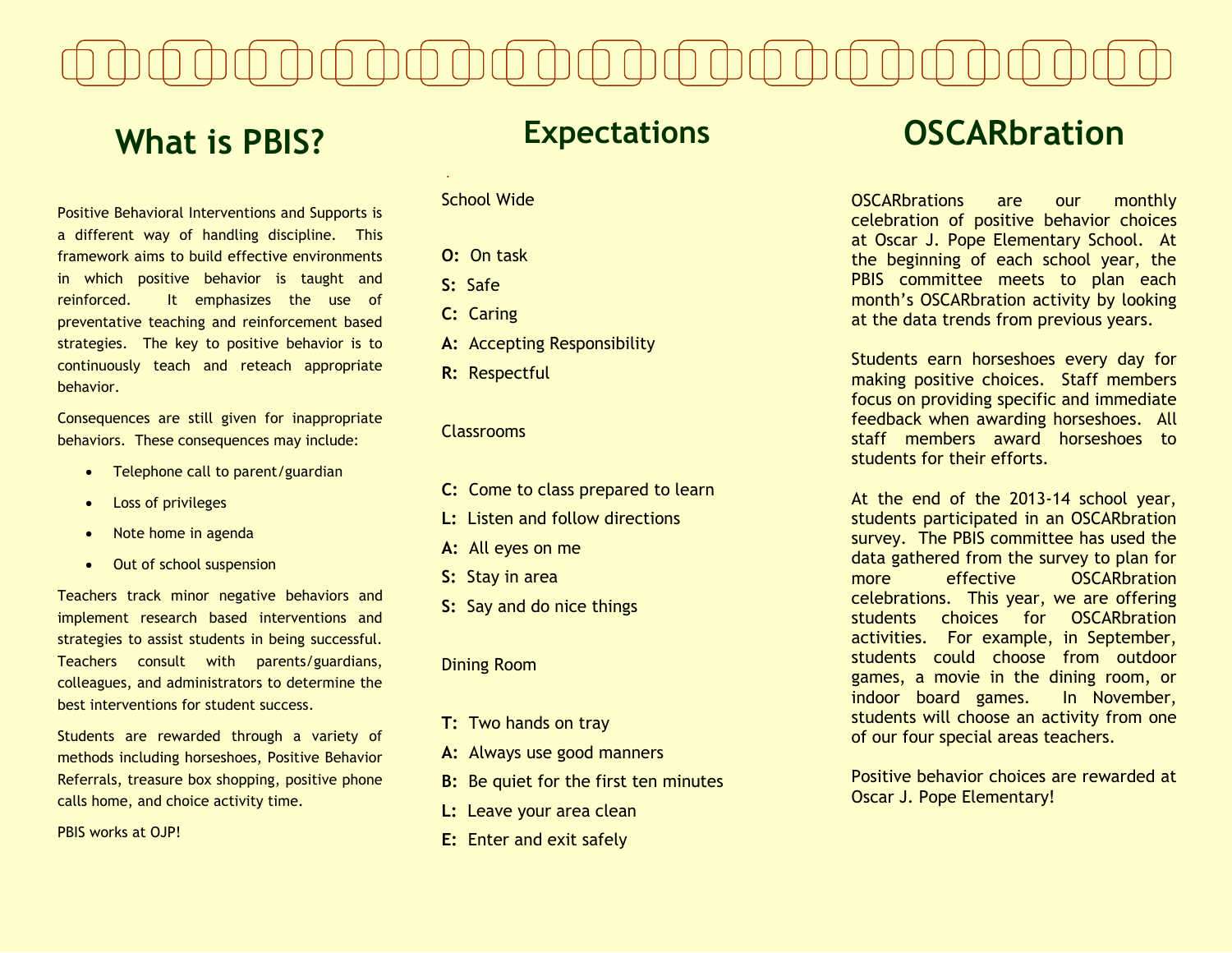## What is PBIS?

Positive Behavioral Interventions and Supports is a different way of handling discipline. This framework aims to build effective environments in which positive behavior is taught and reinforced. It emphasizes the use of preventative teaching and reinforcement based strategies. The key to positive behavior is to continuously teach and reteach appropriate behavior.

Consequences are still given for inappropriate behaviors. These consequences may include:

- Telephone call to parent/guardian
- Loss of privileges
- Note home in agenda
- Out of school suspension

Teachers track minor negative behaviors and implement research based interventions and strategies to assist students in being successful. Teachers consult with parents/guardians, colleagues, and administrators to determine the best interventions for student success.

Students are rewarded through a variety of methods including horseshoes, Positive Behavior Referrals, treasure box shopping, positive phone calls home, and choice activity time.

PBIS works at OJP!

## Expectations

School Wide

**O:** On task
**S:** Safe
**C:** Caring
**A:** Accepting Responsibility
**R:** Respectful

Classrooms

**C:** Come to class prepared to learn
**L:** Listen and follow directions
**A:** All eyes on me
**S:** Stay in area
**S:** Say and do nice things

Dining Room

**T:** Two hands on tray
**A:** Always use good manners
**B:** Be quiet for the first ten minutes
**L:** Leave your area clean
**E:** Enter and exit safely

## OSCARbration

OSCARbrations are our monthly celebration of positive behavior choices at Oscar J. Pope Elementary School. At the beginning of each school year, the PBIS committee meets to plan each month's OSCARbration activity by looking at the data trends from previous years.

Students earn horseshoes every day for making positive choices. Staff members focus on providing specific and immediate feedback when awarding horseshoes. All staff members award horseshoes to students for their efforts.

At the end of the 2013-14 school year, students participated in an OSCARbration survey. The PBIS committee has used the data gathered from the survey to plan for more effective OSCARbration celebrations. This year, we are offering students choices for OSCARbration activities. For example, in September, students could choose from outdoor games, a movie in the dining room, or indoor board games. In November, students will choose an activity from one of our four special areas teachers.

Positive behavior choices are rewarded at Oscar J. Pope Elementary!